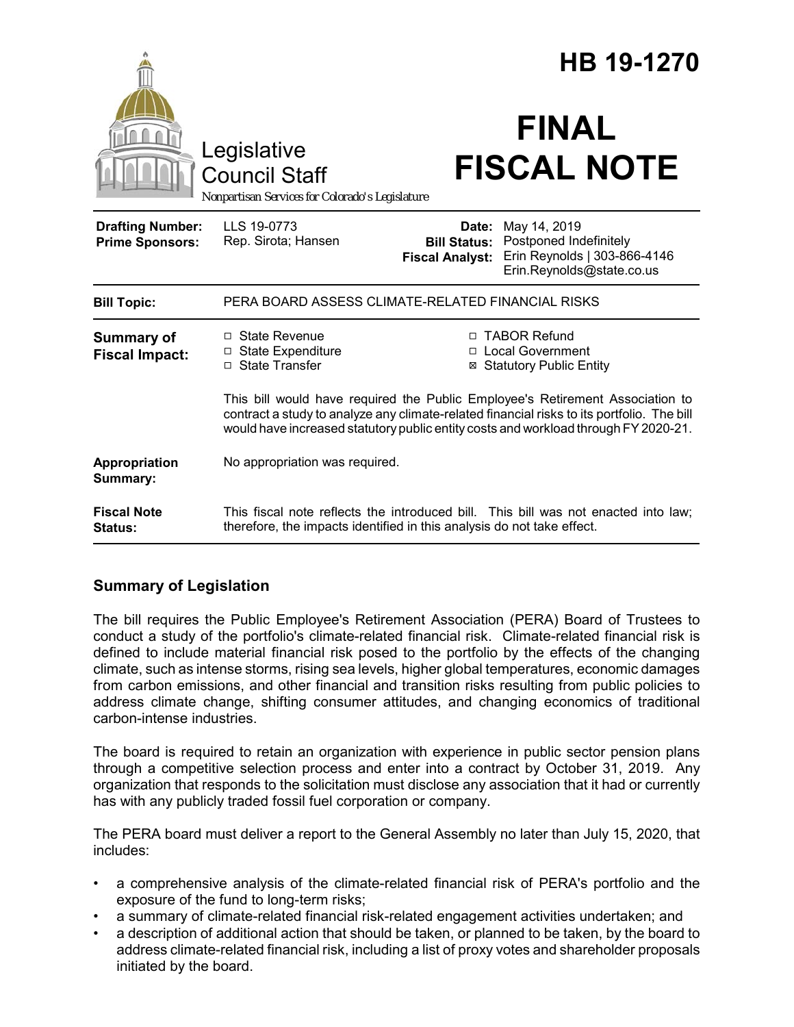# HB 19-1270

Legislative Council Staff

*Nonpartisan Services for Colorado's Legislature*

# FINAL FISCAL NOTE

| | | | |
|---|---|---|---|
| **Drafting Number:** | LLS 19-0773 | **Date:** | May 14, 2019 |
| **Prime Sponsors:** | Rep. Sirota; Hansen | **Bill Status:** | Postponed Indefinitely |
| | | **Fiscal Analyst:** | Erin Reynolds \| 303-866-4146 Erin.Reynolds@state.co.us |

| | |
|---|---|
| **Bill Topic:** | PERA BOARD ASSESS CLIMATE-RELATED FINANCIAL RISKS |
| **Summary of Fiscal Impact:** | ☐ State Revenue ☐ State Expenditure ☐ State Transfer ☐ TABOR Refund ☐ Local Government ☒ Statutory Public Entity<br><br>This bill would have required the Public Employee's Retirement Association to contract a study to analyze any climate-related financial risks to its portfolio. The bill would have increased statutory public entity costs and workload through FY 2020-21. |
| **Appropriation Summary:** | No appropriation was required. |
| **Fiscal Note Status:** | This fiscal note reflects the introduced bill. This bill was not enacted into law; therefore, the impacts identified in this analysis do not take effect. |

## Summary of Legislation

The bill requires the Public Employee's Retirement Association (PERA) Board of Trustees to conduct a study of the portfolio's climate-related financial risk. Climate-related financial risk is defined to include material financial risk posed to the portfolio by the effects of the changing climate, such as intense storms, rising sea levels, higher global temperatures, economic damages from carbon emissions, and other financial and transition risks resulting from public policies to address climate change, shifting consumer attitudes, and changing economics of traditional carbon-intense industries.

The board is required to retain an organization with experience in public sector pension plans through a competitive selection process and enter into a contract by October 31, 2019. Any organization that responds to the solicitation must disclose any association that it had or currently has with any publicly traded fossil fuel corporation or company.

The PERA board must deliver a report to the General Assembly no later than July 15, 2020, that includes:

- a comprehensive analysis of the climate-related financial risk of PERA's portfolio and the exposure of the fund to long-term risks;
- a summary of climate-related financial risk-related engagement activities undertaken; and
- a description of additional action that should be taken, or planned to be taken, by the board to address climate-related financial risk, including a list of proxy votes and shareholder proposals initiated by the board.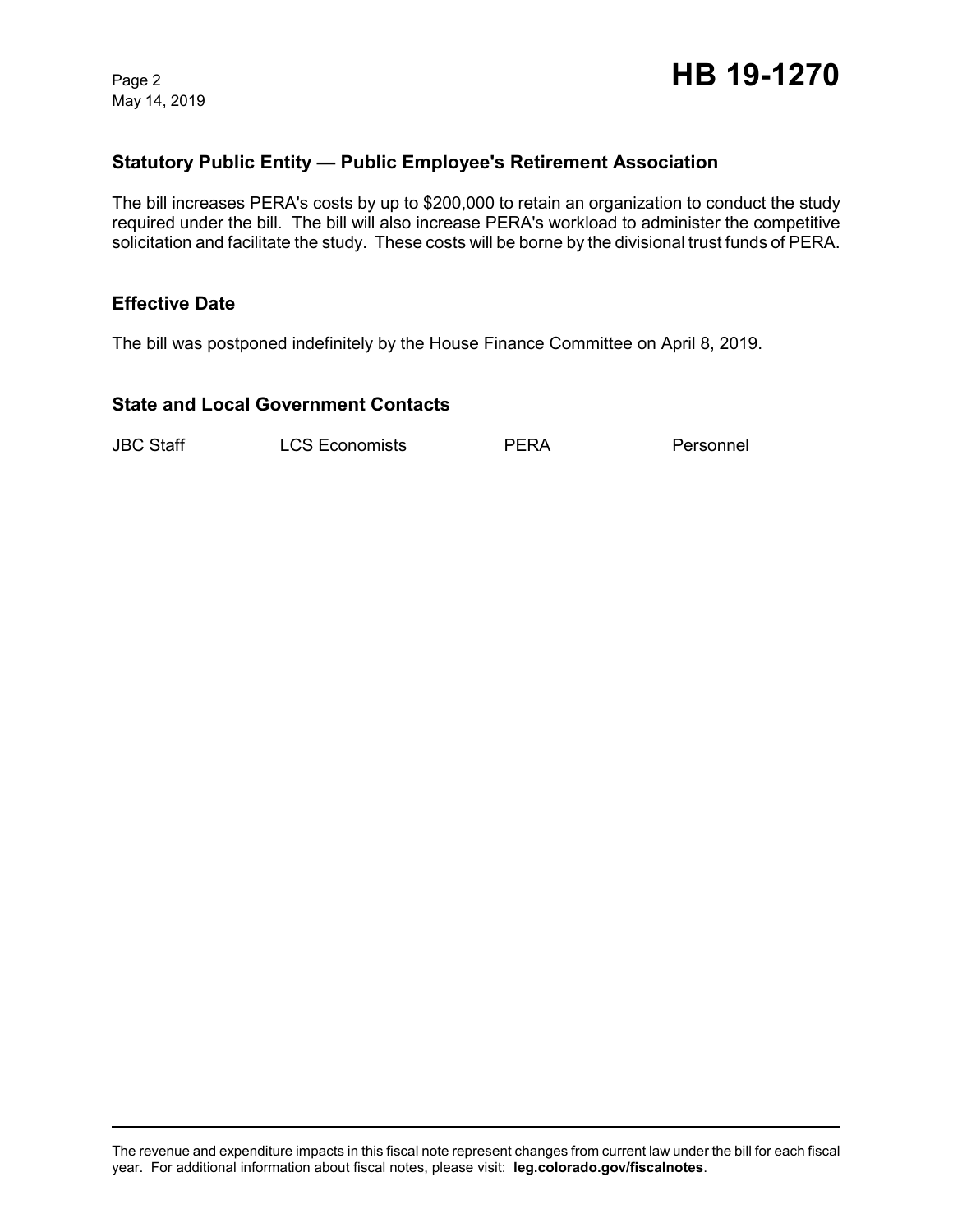## Statutory Public Entity — Public Employee's Retirement Association

The bill increases PERA's costs by up to $200,000 to retain an organization to conduct the study required under the bill. The bill will also increase PERA's workload to administer the competitive solicitation and facilitate the study. These costs will be borne by the divisional trust funds of PERA.

## Effective Date

The bill was postponed indefinitely by the House Finance Committee on April 8, 2019.

## State and Local Government Contacts

| | | | |
|---|---|---|---|
| JBC Staff | LCS Economists | PERA | Personnel |

The revenue and expenditure impacts in this fiscal note represent changes from current law under the bill for each fiscal year. For additional information about fiscal notes, please visit: **leg.colorado.gov/fiscalnotes**.